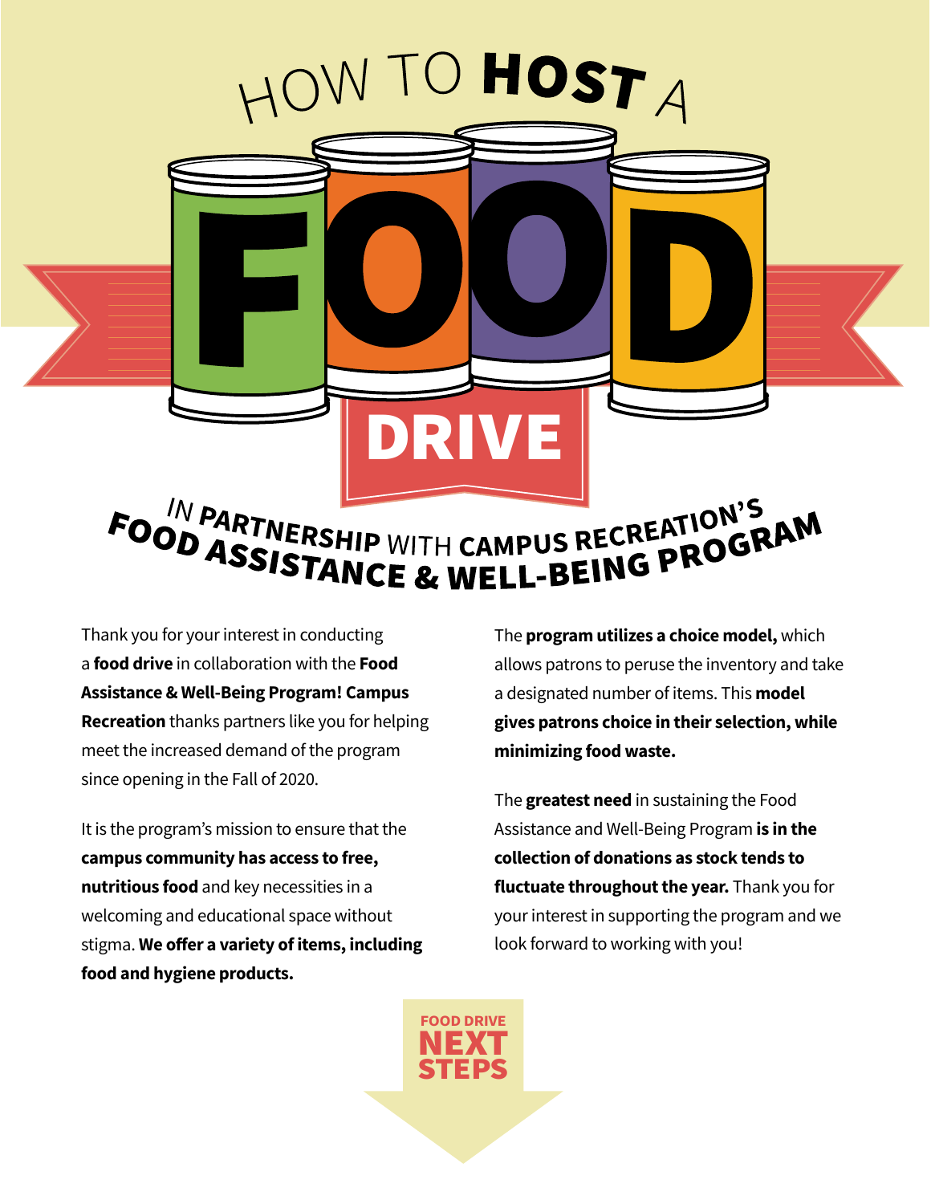# HOW TO HOST A FOOD DRIVE

## IN PARTNERSHIP WITH CAMPUS RECREATION'S FOOD ASSISTANCE & WELL-BEING PROGRAM

Thank you for your interest in conducting a **food drive** in collaboration with the **Food Assistance & Well-Being Program! Campus Recreation** thanks partners like you for helping meet the increased demand of the program since opening in the Fall of 2020.

It is the program's mission to ensure that the **campus community has access to free, nutritious food** and key necessities in a welcoming and educational space without stigma. **We offer a variety of items, including food and hygiene products.**

The **program utilizes a choice model,** which allows patrons to peruse the inventory and take a designated number of items. This **model gives patrons choice in their selection, while minimizing food waste.**

The **greatest need** in sustaining the Food Assistance and Well-Being Program **is in the collection of donations as stock tends to fluctuate throughout the year.** Thank you for your interest in supporting the program and we look forward to working with you!

**FOOD DRIVE NEXT STEPS**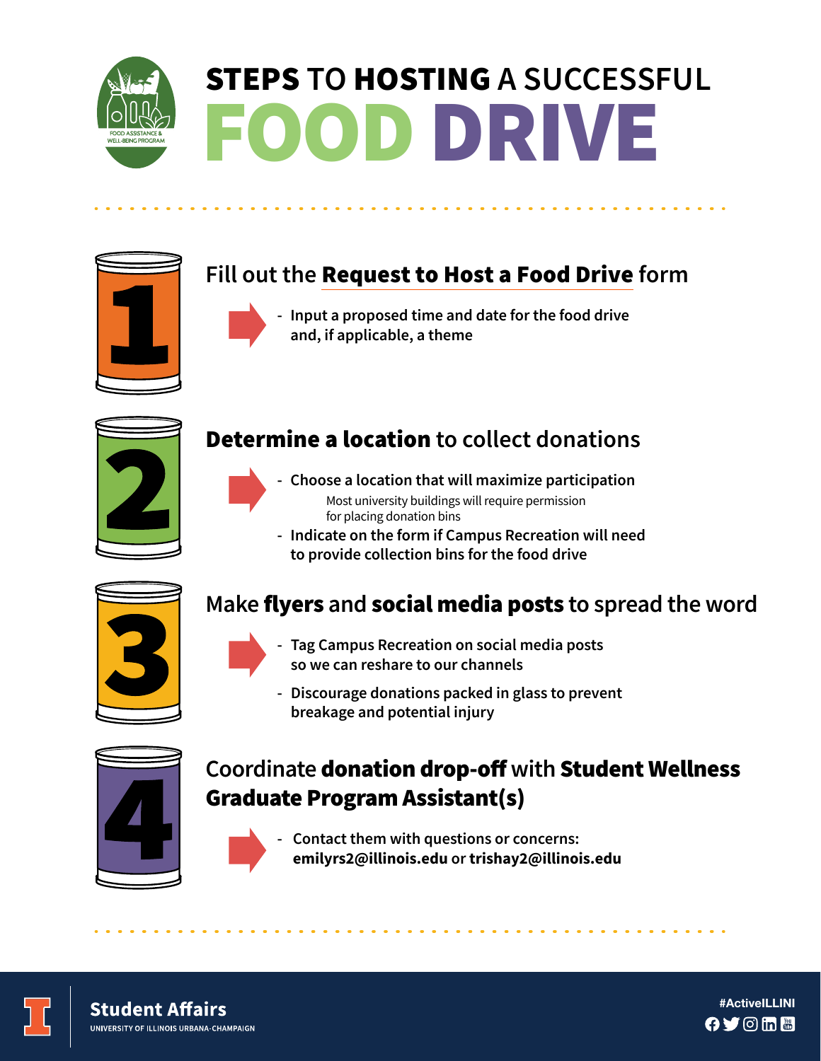# STEPS TO HOSTING A SUCCESSFUL FOOD DRIVE

## 1. Fill out the **Request to Host a Food Drive** form

- Input a proposed time and date for the food drive and, if applicable, a theme

## 2. **Determine a location** to collect donations

- Choose a location that will maximize participation
  - Most university buildings will require permission for placing donation bins
- Indicate on the form if Campus Recreation will need to provide collection bins for the food drive

## 3. Make **flyers** and **social media posts** to spread the word

- Tag Campus Recreation on social media posts so we can reshare to our channels
- Discourage donations packed in glass to prevent breakage and potential injury

## 4. Coordinate **donation drop-off** with **Student Wellness Graduate Program Assistant(s)**

- Contact them with questions or concerns: **emilyrs2@illinois.edu** or **trishay2@illinois.edu**

**Student Affairs**
UNIVERSITY OF ILLINOIS URBANA-CHAMPAIGN

#ActiveILLINI